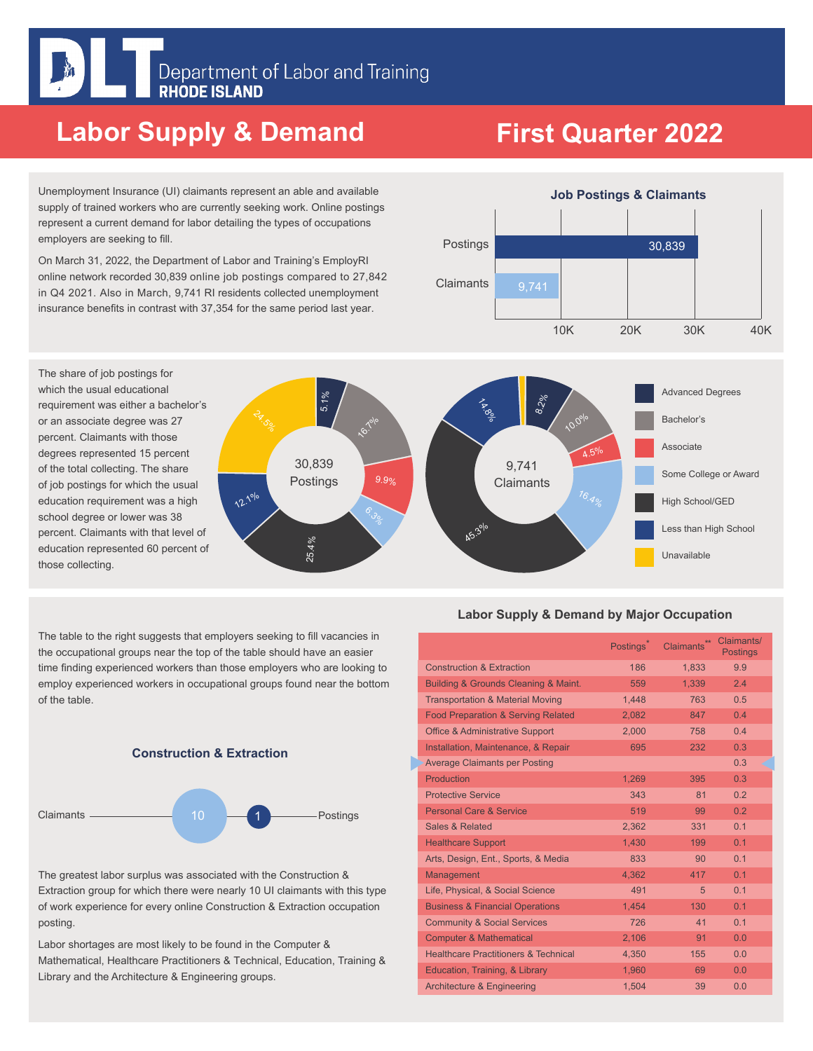# Department of Labor and Training RHODE ISLAND

# Labor Supply & Demand — First Quarter 2022

Unemployment Insurance (UI) claimants represent an able and available supply of trained workers who are currently seeking work. Online postings represent a current demand for labor detailing the types of occupations employers are seeking to fill.

On March 31, 2022, the Department of Labor and Training's EmployRI online network recorded 30,839 online job postings compared to 27,842 in Q4 2021. Also in March, 9,741 RI residents collected unemployment insurance benefits in contrast with 37,354 for the same period last year.

## Job Postings & Claimants

| | Count |
|---|---|
| Postings | 30,839 |
| Claimants | 9,741 |

The share of job postings for which the usual educational requirement was either a bachelor's or an associate degree was 27 percent. Claimants with those degrees represented 15 percent of the total collecting. The share of job postings for which the usual education requirement was a high school degree or lower was 38 percent. Claimants with that level of education represented 60 percent of those collecting.

| Education | 30,839 Postings | 9,741 Claimants |
|---|---|---|
| Advanced Degrees | 5.1% | 8.2% |
| Bachelor's | 16.7% | 10.0% |
| Associate | 9.9% | 4.5% |
| Some College or Award | 6.3% | 16.4% |
| High School/GED | 25.4% | 45.3% |
| Less than High School | 12.1% | 14.8% |
| Unavailable | 24.5% | |

The table to the right suggests that employers seeking to fill vacancies in the occupational groups near the top of the table should have an easier time finding experienced workers than those employers who are looking to employ experienced workers in occupational groups found near the bottom of the table.

## Construction & Extraction

Claimants 10 — 1 Postings

The greatest labor surplus was associated with the Construction & Extraction group for which there were nearly 10 UI claimants with this type of work experience for every online Construction & Extraction occupation posting.

Labor shortages are most likely to be found in the Computer & Mathematical, Healthcare Practitioners & Technical, Education, Training & Library and the Architecture & Engineering groups.

## Labor Supply & Demand by Major Occupation

| | Postings* | Claimants** | Claimants/ Postings |
|---|---|---|---|
| Construction & Extraction | 186 | 1,833 | 9.9 |
| Building & Grounds Cleaning & Maint. | 559 | 1,339 | 2.4 |
| Transportation & Material Moving | 1,448 | 763 | 0.5 |
| Food Preparation & Serving Related | 2,082 | 847 | 0.4 |
| Office & Administrative Support | 2,000 | 758 | 0.4 |
| Installation, Maintenance, & Repair | 695 | 232 | 0.3 |
| Average Claimants per Posting | | | 0.3 |
| Production | 1,269 | 395 | 0.3 |
| Protective Service | 343 | 81 | 0.2 |
| Personal Care & Service | 519 | 99 | 0.2 |
| Sales & Related | 2,362 | 331 | 0.1 |
| Healthcare Support | 1,430 | 199 | 0.1 |
| Arts, Design, Ent., Sports, & Media | 833 | 90 | 0.1 |
| Management | 4,362 | 417 | 0.1 |
| Life, Physical, & Social Science | 491 | 5 | 0.1 |
| Business & Financial Operations | 1,454 | 130 | 0.1 |
| Community & Social Services | 726 | 41 | 0.1 |
| Computer & Mathematical | 2,106 | 91 | 0.0 |
| Healthcare Practitioners & Technical | 4,350 | 155 | 0.0 |
| Education, Training, & Library | 1,960 | 69 | 0.0 |
| Architecture & Engineering | 1,504 | 39 | 0.0 |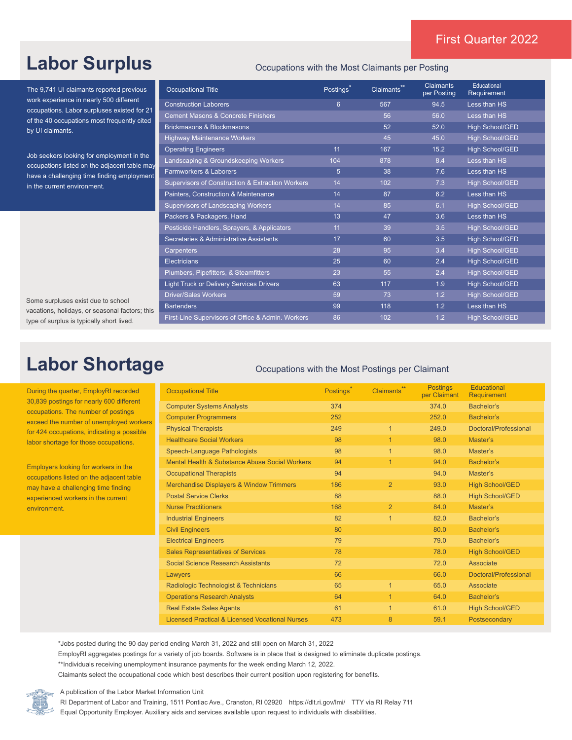First Quarter 2022

# Labor Surplus

The 9,741 UI claimants reported previous work experience in nearly 500 different occupations. Labor surpluses existed for 21 of the 40 occupations most frequently cited by UI claimants.

Job seekers looking for employment in the occupations listed on the adjacent table may have a challenging time finding employment in the current environment.

Some surpluses exist due to school vacations, holidays, or seasonal factors; this type of surplus is typically short lived.

## Occupations with the Most Claimants per Posting

| Occupational Title | Postings* | Claimants** | Claimants per Posting | Educational Requirement |
|---|---|---|---|---|
| Construction Laborers | 6 | 567 | 94.5 | Less than HS |
| Cement Masons & Concrete Finishers | | 56 | 56.0 | Less than HS |
| Brickmasons & Blockmasons | | 52 | 52.0 | High School/GED |
| Highway Maintenance Workers | | 45 | 45.0 | High School/GED |
| Operating Engineers | 11 | 167 | 15.2 | High School/GED |
| Landscaping & Groundskeeping Workers | 104 | 878 | 8.4 | Less than HS |
| Farmworkers & Laborers | 5 | 38 | 7.6 | Less than HS |
| Supervisors of Construction & Extraction Workers | 14 | 102 | 7.3 | High School/GED |
| Painters, Construction & Maintenance | 14 | 87 | 6.2 | Less than HS |
| Supervisors of Landscaping Workers | 14 | 85 | 6.1 | High School/GED |
| Packers & Packagers, Hand | 13 | 47 | 3.6 | Less than HS |
| Pesticide Handlers, Sprayers, & Applicators | 11 | 39 | 3.5 | High School/GED |
| Secretaries & Administrative Assistants | 17 | 60 | 3.5 | High School/GED |
| Carpenters | 28 | 95 | 3.4 | High School/GED |
| Electricians | 25 | 60 | 2.4 | High School/GED |
| Plumbers, Pipefitters, & Steamfitters | 23 | 55 | 2.4 | High School/GED |
| Light Truck or Delivery Services Drivers | 63 | 117 | 1.9 | High School/GED |
| Driver/Sales Workers | 59 | 73 | 1.2 | High School/GED |
| Bartenders | 99 | 118 | 1.2 | Less than HS |
| First-Line Supervisors of Office & Admin. Workers | 86 | 102 | 1.2 | High School/GED |

# Labor Shortage

During the quarter, EmployRI recorded 30,839 postings for nearly 600 different occupations. The number of postings exceed the number of unemployed workers for 424 occupations, indicating a possible labor shortage for those occupations.

Employers looking for workers in the occupations listed on the adjacent table may have a challenging time finding experienced workers in the current environment.

## Occupations with the Most Postings per Claimant

| Occupational Title | Postings* | Claimants** | Postings per Claimant | Educational Requirement |
|---|---|---|---|---|
| Computer Systems Analysts | 374 | | 374.0 | Bachelor's |
| Computer Programmers | 252 | | 252.0 | Bachelor's |
| Physical Therapists | 249 | 1 | 249.0 | Doctoral/Professional |
| Healthcare Social Workers | 98 | 1 | 98.0 | Master's |
| Speech-Language Pathologists | 98 | 1 | 98.0 | Master's |
| Mental Health & Substance Abuse Social Workers | 94 | 1 | 94.0 | Bachelor's |
| Occupational Therapists | 94 | | 94.0 | Master's |
| Merchandise Displayers & Window Trimmers | 186 | 2 | 93.0 | High School/GED |
| Postal Service Clerks | 88 | | 88.0 | High School/GED |
| Nurse Practitioners | 168 | 2 | 84.0 | Master's |
| Industrial Engineers | 82 | 1 | 82.0 | Bachelor's |
| Civil Engineers | 80 | | 80.0 | Bachelor's |
| Electrical Engineers | 79 | | 79.0 | Bachelor's |
| Sales Representatives of Services | 78 | | 78.0 | High School/GED |
| Social Science Research Assistants | 72 | | 72.0 | Associate |
| Lawyers | 66 | | 66.0 | Doctoral/Professional |
| Radiologic Technologist & Technicians | 65 | 1 | 65.0 | Associate |
| Operations Research Analysts | 64 | 1 | 64.0 | Bachelor's |
| Real Estate Sales Agents | 61 | 1 | 61.0 | High School/GED |
| Licensed Practical & Licensed Vocational Nurses | 473 | 8 | 59.1 | Postsecondary |

*Jobs posted during the 90 day period ending March 31, 2022 and still open on March 31, 2022
EmployRI aggregates postings for a variety of job boards. Software is in place that is designed to eliminate duplicate postings.
**Individuals receiving unemployment insurance payments for the week ending March 12, 2022.
Claimants select the occupational code which best describes their current position upon registering for benefits.

A publication of the Labor Market Information Unit
RI Department of Labor and Training, 1511 Pontiac Ave., Cranston, RI 02920 https://dlt.ri.gov/lmi/ TTY via RI Relay 711
Equal Opportunity Employer. Auxiliary aids and services available upon request to individuals with disabilities.